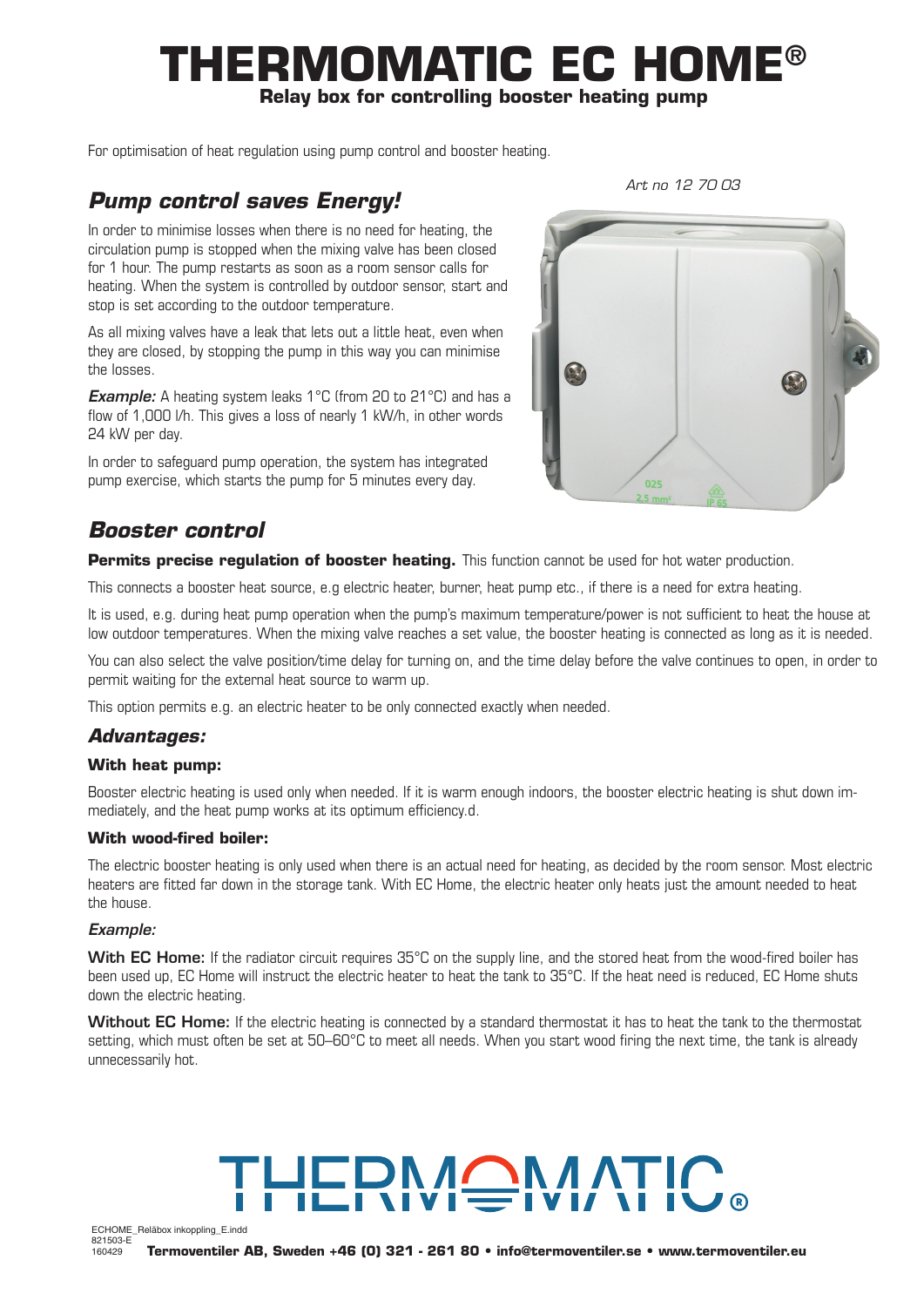# THERMOMATIC EC HOME®

**Relay box for controlling booster heating pump**

For optimisation of heat regulation using pump control and booster heating.

*Art no 12 70 03*

## *Pump control saves Energy!*

In order to minimise losses when there is no need for heating, the circulation pump is stopped when the mixing valve has been closed for 1 hour. The pump restarts as soon as a room sensor calls for heating. When the system is controlled by outdoor sensor, start and stop is set according to the outdoor temperature.

As all mixing valves have a leak that lets out a little heat, even when they are closed, by stopping the pump in this way you can minimise the losses.

***Example:*** A heating system leaks 1°C (from 20 to 21°C) and has a flow of 1,000 l/h. This gives a loss of nearly 1 kW/h, in other words 24 kW per day.

In order to safeguard pump operation, the system has integrated pump exercise, which starts the pump for 5 minutes every day.

## *Booster control*

**Permits precise regulation of booster heating.** This function cannot be used for hot water production.

This connects a booster heat source, e.g electric heater, burner, heat pump etc., if there is a need for extra heating.

It is used, e.g. during heat pump operation when the pump's maximum temperature/power is not sufficient to heat the house at low outdoor temperatures. When the mixing valve reaches a set value, the booster heating is connected as long as it is needed.

You can also select the valve position/time delay for turning on, and the time delay before the valve continues to open, in order to permit waiting for the external heat source to warm up.

This option permits e.g. an electric heater to be only connected exactly when needed.

## *Advantages:*

### With heat pump:

Booster electric heating is used only when needed. If it is warm enough indoors, the booster electric heating is shut down immediately, and the heat pump works at its optimum efficiency.d.

### With wood-fired boiler:

The electric booster heating is only used when there is an actual need for heating, as decided by the room sensor. Most electric heaters are fitted far down in the storage tank. With EC Home, the electric heater only heats just the amount needed to heat the house.

*Example:*

**With EC Home:** If the radiator circuit requires 35°C on the supply line, and the stored heat from the wood-fired boiler has been used up, EC Home will instruct the electric heater to heat the tank to 35°C. If the heat need is reduced, EC Home shuts down the electric heating.

**Without EC Home:** If the electric heating is connected by a standard thermostat it has to heat the tank to the thermostat setting, which must often be set at 50–60°C to meet all needs. When you start wood firing the next time, the tank is already unnecessarily hot.

THERMOMATIC®

ECHOME_Reläbox inkoppling_E.indd
821503-E
160429

**Termoventiler AB, Sweden +46 (0) 321 - 261 80 • info@termoventiler.se • www.termoventiler.eu**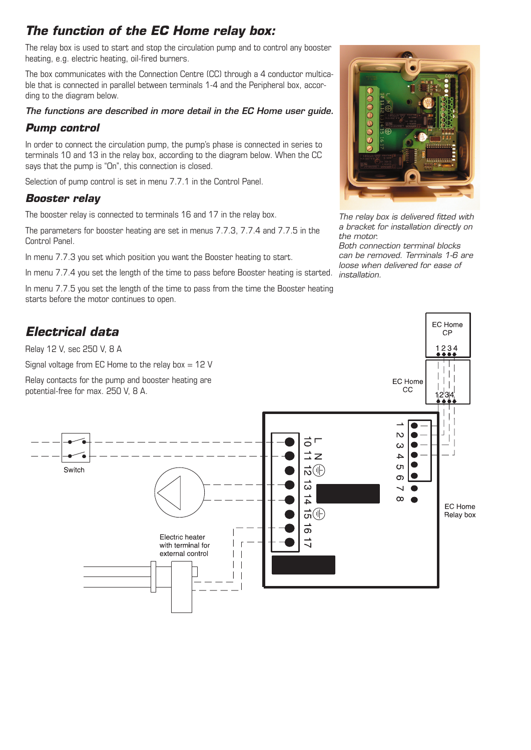## The function of the EC Home relay box:

The relay box is used to start and stop the circulation pump and to control any booster heating, e.g. electric heating, oil-fired burners.

The box communicates with the Connection Centre (CC) through a 4 conductor multicable that is connected in parallel between terminals 1-4 and the Peripheral box, according to the diagram below.

***The functions are described in more detail in the EC Home user guide.***

### Pump control

In order to connect the circulation pump, the pump's phase is connected in series to terminals 10 and 13 in the relay box, according to the diagram below. When the CC says that the pump is "On", this connection is closed.

Selection of pump control is set in menu 7.7.1 in the Control Panel.

### Booster relay

The booster relay is connected to terminals 16 and 17 in the relay box.

The parameters for booster heating are set in menus 7.7.3, 7.7.4 and 7.7.5 in the Control Panel.

In menu 7.7.3 you set which position you want the Booster heating to start.

In menu 7.7.4 you set the length of the time to pass before Booster heating is started.

In menu 7.7.5 you set the length of the time to pass from the time the Booster heating starts before the motor continues to open.

*The relay box is delivered fitted with a bracket for installation directly on the motor.*
*Both connection terminal blocks can be removed. Terminals 1-6 are loose when delivered for ease of installation.*

## Electrical data

Relay 12 V, sec 250 V, 8 A

Signal voltage from EC Home to the relay box = 12 V

Relay contacts for the pump and booster heating are potential-free for max. 250 V, 8 A.

EC Home CP
1 2 3 4

EC Home CC
1 2 3 4

Switch

L N
10 11 12 13 14 15 16 17

1 2 3 4 5 6 7 8

Electric heater with terminal for external control

EC Home Relay box